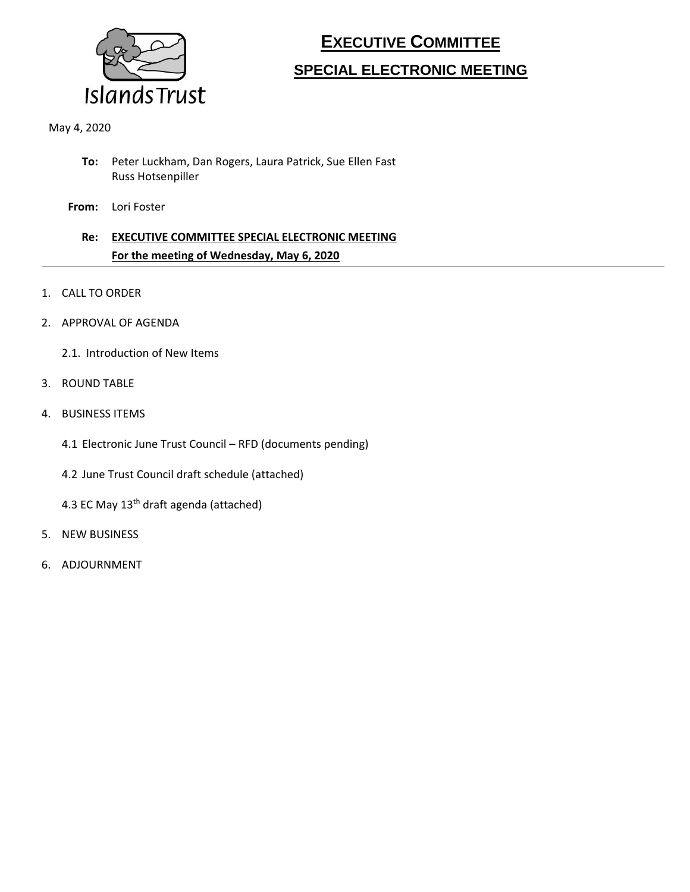Islands Trust

# EXECUTIVE COMMITTEE

## SPECIAL ELECTRONIC MEETING

May 4, 2020

**To:** Peter Luckham, Dan Rogers, Laura Patrick, Sue Ellen Fast
Russ Hotsenpiller

**From:** Lori Foster

**Re:** **EXECUTIVE COMMITTEE SPECIAL ELECTRONIC MEETING**
**For the meeting of Wednesday, May 6, 2020**

---

1. CALL TO ORDER
2. APPROVAL OF AGENDA
   2.1. Introduction of New Items
3. ROUND TABLE
4. BUSINESS ITEMS
   4.1 Electronic June Trust Council – RFD (documents pending)
   4.2 June Trust Council draft schedule (attached)
   4.3 EC May 13th draft agenda (attached)
5. NEW BUSINESS
6. ADJOURNMENT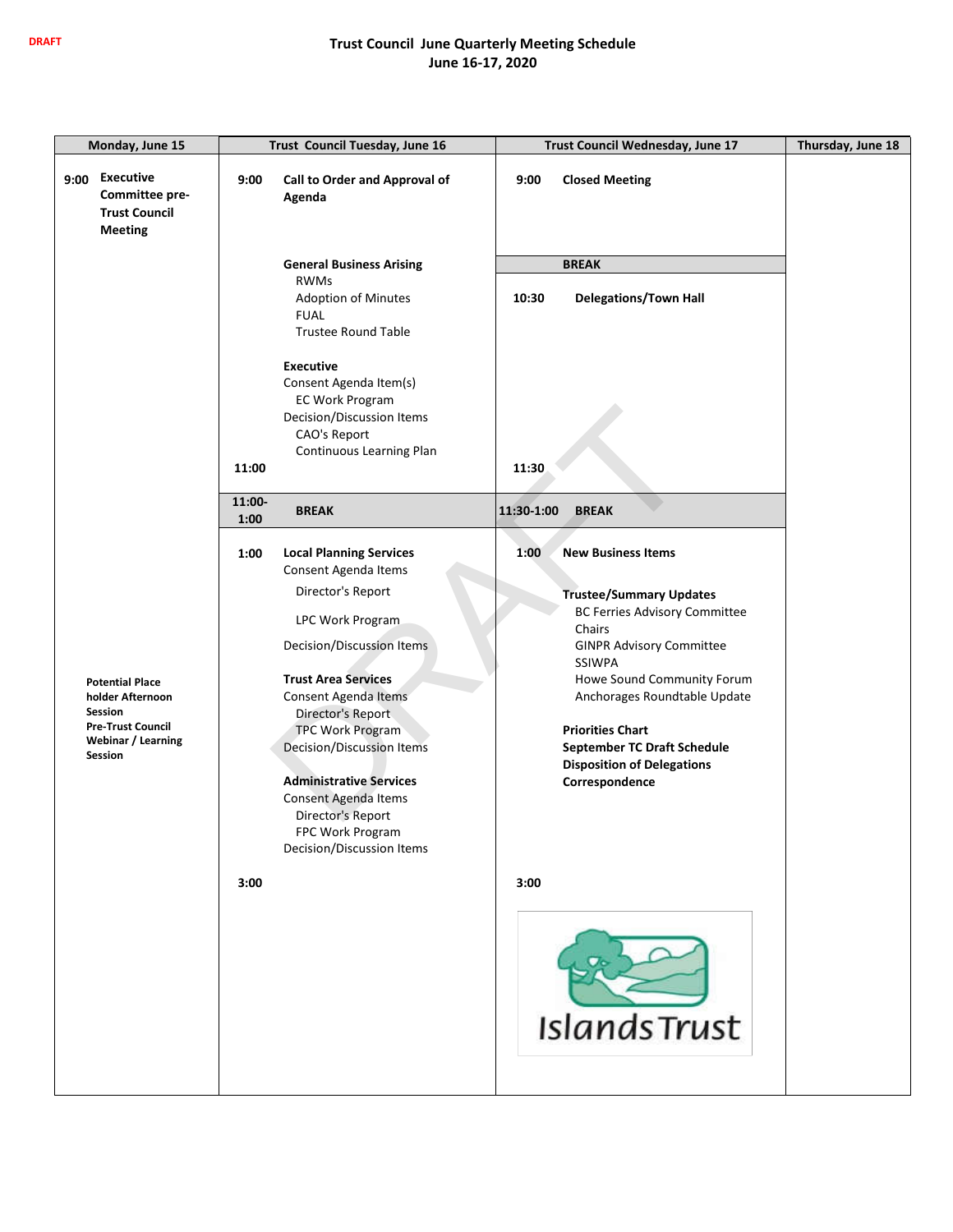DRAFT

# Trust Council June Quarterly Meeting Schedule
## June 16-17, 2020

| Monday, June 15 | Trust Council Tuesday, June 16 | Trust Council Wednesday, June 17 | Thursday, June 18 |
|---|---|---|---|
| 9:00 **Executive Committee pre-Trust Council Meeting** | 9:00 **Call to Order and Approval of Agenda**<br><br>**General Business Arising**<br>RWMs<br>Adoption of Minutes<br>FUAL<br>Trustee Round Table<br><br>**Executive**<br>Consent Agenda Item(s)<br>EC Work Program<br>Decision/Discussion Items<br>CAO's Report<br>Continuous Learning Plan<br><br>11:00 | 9:00 **Closed Meeting**<br><br>**BREAK**<br><br>10:30 **Delegations/Town Hall**<br><br>11:30 | |
| | 11:00-1:00 **BREAK** | 11:30-1:00 **BREAK** | |
| **Potential Place holder Afternoon Session**<br>**Pre-Trust Council Webinar / Learning Session** | 1:00 **Local Planning Services**<br>Consent Agenda Items<br>Director's Report<br>LPC Work Program<br>Decision/Discussion Items<br><br>**Trust Area Services**<br>Consent Agenda Items<br>Director's Report<br>TPC Work Program<br>Decision/Discussion Items<br><br>**Administrative Services**<br>Consent Agenda Items<br>Director's Report<br>FPC Work Program<br>Decision/Discussion Items<br><br>3:00 | 1:00 **New Business Items**<br><br>**Trustee/Summary Updates**<br>BC Ferries Advisory Committee Chairs<br>GINPR Advisory Committee<br>SSIWPA<br>Howe Sound Community Forum<br>Anchorages Roundtable Update<br><br>**Priorities Chart**<br>**September TC Draft Schedule**<br>**Disposition of Delegations**<br>**Correspondence**<br><br>3:00<br><br>Islands Trust | |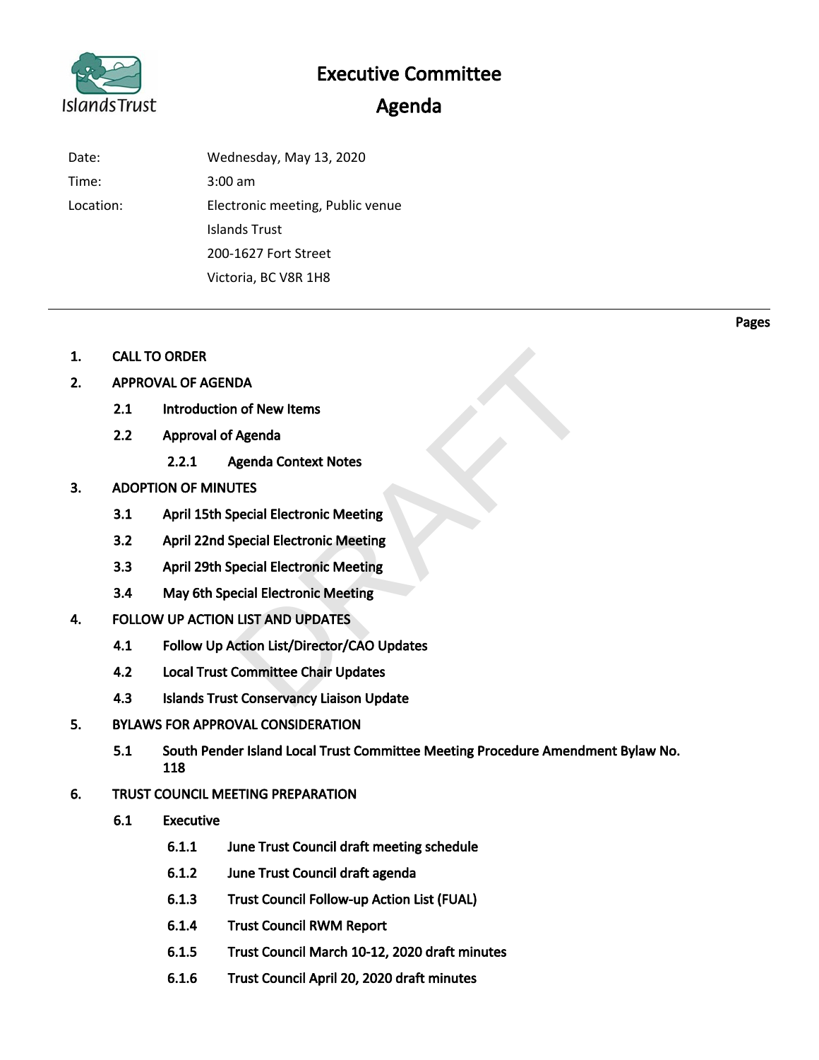# Executive Committee Agenda

Date: Wednesday, May 13, 2020

Time: 3:00 am

Location: Electronic meeting, Public venue
Islands Trust
200-1627 Fort Street
Victoria, BC V8R 1H8

---

**Pages**

1. **CALL TO ORDER**
2. **APPROVAL OF AGENDA**
   - 2.1 Introduction of New Items
   - 2.2 Approval of Agenda
     - 2.2.1 Agenda Context Notes
3. **ADOPTION OF MINUTES**
   - 3.1 April 15th Special Electronic Meeting
   - 3.2 April 22nd Special Electronic Meeting
   - 3.3 April 29th Special Electronic Meeting
   - 3.4 May 6th Special Electronic Meeting
4. **FOLLOW UP ACTION LIST AND UPDATES**
   - 4.1 Follow Up Action List/Director/CAO Updates
   - 4.2 Local Trust Committee Chair Updates
   - 4.3 Islands Trust Conservancy Liaison Update
5. **BYLAWS FOR APPROVAL CONSIDERATION**
   - 5.1 South Pender Island Local Trust Committee Meeting Procedure Amendment Bylaw No. 118
6. **TRUST COUNCIL MEETING PREPARATION**
   - 6.1 Executive
     - 6.1.1 June Trust Council draft meeting schedule
     - 6.1.2 June Trust Council draft agenda
     - 6.1.3 Trust Council Follow-up Action List (FUAL)
     - 6.1.4 Trust Council RWM Report
     - 6.1.5 Trust Council March 10-12, 2020 draft minutes
     - 6.1.6 Trust Council April 20, 2020 draft minutes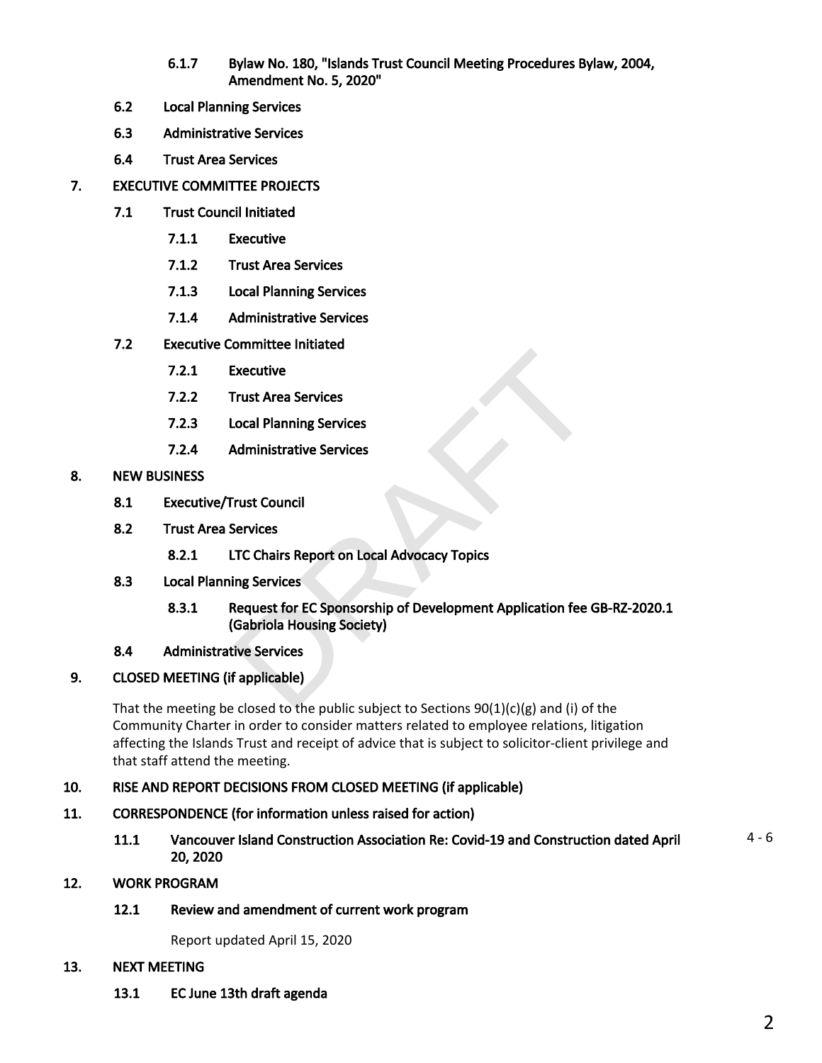6.1.7 **Bylaw No. 180, "Islands Trust Council Meeting Procedures Bylaw, 2004, Amendment No. 5, 2020"**

6.2 **Local Planning Services**

6.3 **Administrative Services**

6.4 **Trust Area Services**

## 7. EXECUTIVE COMMITTEE PROJECTS

7.1 **Trust Council Initiated**

7.1.1 **Executive**

7.1.2 **Trust Area Services**

7.1.3 **Local Planning Services**

7.1.4 **Administrative Services**

7.2 **Executive Committee Initiated**

7.2.1 **Executive**

7.2.2 **Trust Area Services**

7.2.3 **Local Planning Services**

7.2.4 **Administrative Services**

## 8. NEW BUSINESS

8.1 **Executive/Trust Council**

8.2 **Trust Area Services**

8.2.1 **LTC Chairs Report on Local Advocacy Topics**

8.3 **Local Planning Services**

8.3.1 **Request for EC Sponsorship of Development Application fee GB-RZ-2020.1 (Gabriola Housing Society)**

8.4 **Administrative Services**

## 9. CLOSED MEETING (if applicable)

That the meeting be closed to the public subject to Sections 90(1)(c)(g) and (i) of the Community Charter in order to consider matters related to employee relations, litigation affecting the Islands Trust and receipt of advice that is subject to solicitor-client privilege and that staff attend the meeting.

## 10. RISE AND REPORT DECISIONS FROM CLOSED MEETING (if applicable)

## 11. CORRESPONDENCE (for information unless raised for action)

11.1 **Vancouver Island Construction Association Re: Covid-19 and Construction dated April 20, 2020** 4 - 6

## 12. WORK PROGRAM

12.1 **Review and amendment of current work program**

Report updated April 15, 2020

## 13. NEXT MEETING

13.1 **EC June 13th draft agenda**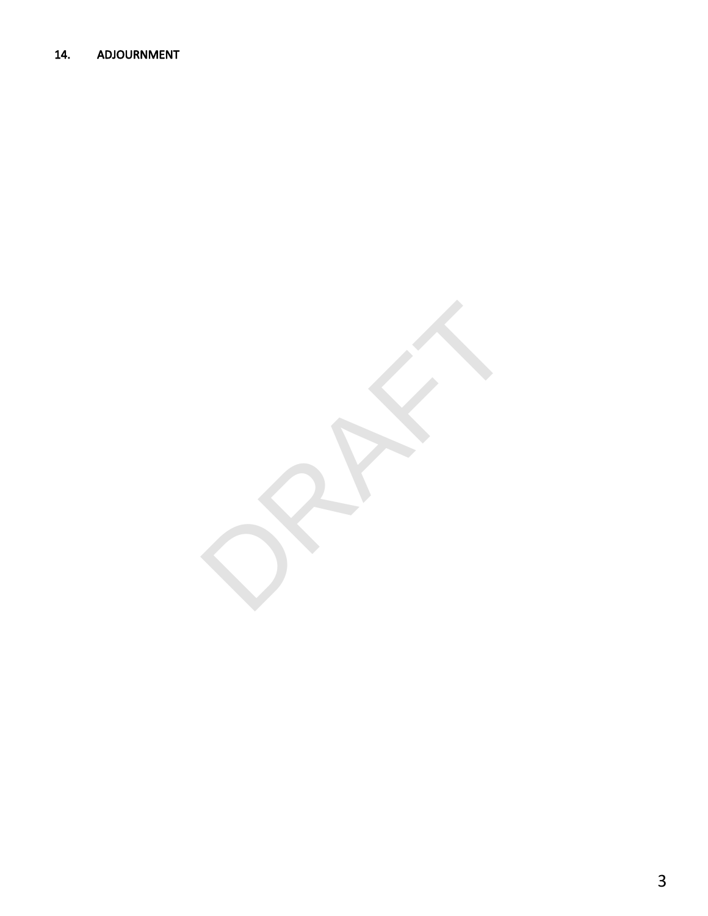**14. ADJOURNMENT**

DRAFT